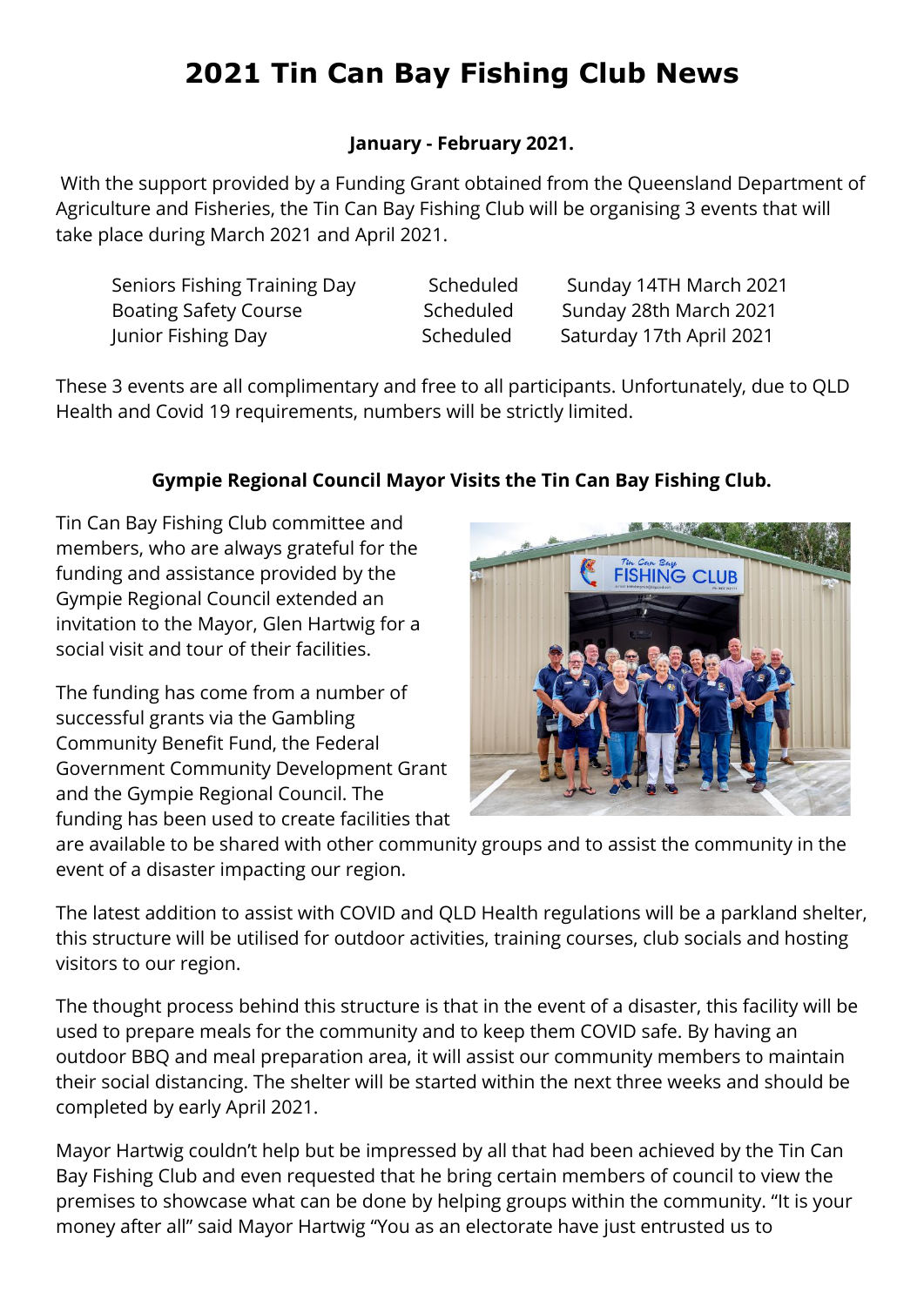# 2021 Tin Can Bay Fishing Club News

**January - February 2021.**

With the support provided by a Funding Grant obtained from the Queensland Department of Agriculture and Fisheries, the Tin Can Bay Fishing Club will be organising 3 events that will take place during March 2021 and April 2021.

| | | |
|---|---|---|
| Seniors Fishing Training Day | Scheduled | Sunday 14TH March 2021 |
| Boating Safety Course | Scheduled | Sunday 28th March 2021 |
| Junior Fishing Day | Scheduled | Saturday 17th April 2021 |

These 3 events are all complimentary and free to all participants. Unfortunately, due to QLD Health and Covid 19 requirements, numbers will be strictly limited.

**Gympie Regional Council Mayor Visits the Tin Can Bay Fishing Club.**

Tin Can Bay Fishing Club committee and members, who are always grateful for the funding and assistance provided by the Gympie Regional Council extended an invitation to the Mayor, Glen Hartwig for a social visit and tour of their facilities.

The funding has come from a number of successful grants via the Gambling Community Benefit Fund, the Federal Government Community Development Grant and the Gympie Regional Council. The funding has been used to create facilities that are available to be shared with other community groups and to assist the community in the event of a disaster impacting our region.

The latest addition to assist with COVID and QLD Health regulations will be a parkland shelter, this structure will be utilised for outdoor activities, training courses, club socials and hosting visitors to our region.

The thought process behind this structure is that in the event of a disaster, this facility will be used to prepare meals for the community and to keep them COVID safe. By having an outdoor BBQ and meal preparation area, it will assist our community members to maintain their social distancing. The shelter will be started within the next three weeks and should be completed by early April 2021.

Mayor Hartwig couldn't help but be impressed by all that had been achieved by the Tin Can Bay Fishing Club and even requested that he bring certain members of council to view the premises to showcase what can be done by helping groups within the community. "It is your money after all" said Mayor Hartwig "You as an electorate have just entrusted us to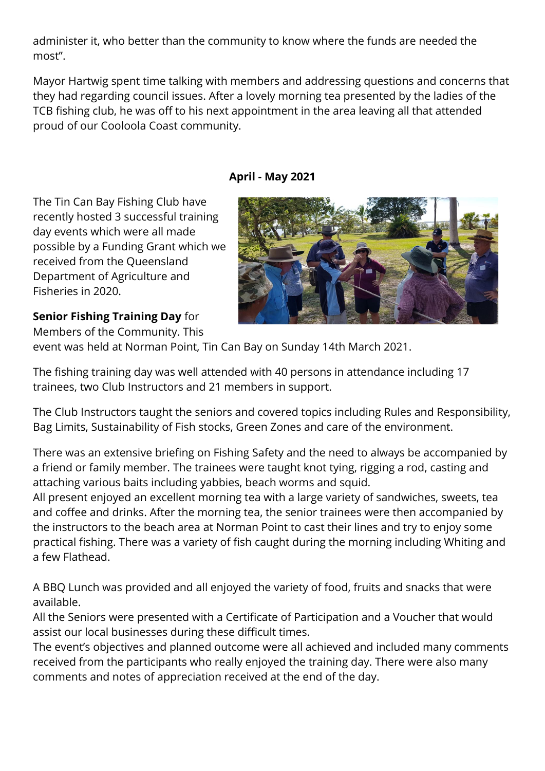administer it, who better than the community to know where the funds are needed the most".

Mayor Hartwig spent time talking with members and addressing questions and concerns that they had regarding council issues. After a lovely morning tea presented by the ladies of the TCB fishing club, he was off to his next appointment in the area leaving all that attended proud of our Cooloola Coast community.

**April - May 2021**

The Tin Can Bay Fishing Club have recently hosted 3 successful training day events which were all made possible by a Funding Grant which we received from the Queensland Department of Agriculture and Fisheries in 2020.

**Senior Fishing Training Day** for Members of the Community. This event was held at Norman Point, Tin Can Bay on Sunday 14th March 2021.

The fishing training day was well attended with 40 persons in attendance including 17 trainees, two Club Instructors and 21 members in support.

The Club Instructors taught the seniors and covered topics including Rules and Responsibility, Bag Limits, Sustainability of Fish stocks, Green Zones and care of the environment.

There was an extensive briefing on Fishing Safety and the need to always be accompanied by a friend or family member. The trainees were taught knot tying, rigging a rod, casting and attaching various baits including yabbies, beach worms and squid.
All present enjoyed an excellent morning tea with a large variety of sandwiches, sweets, tea and coffee and drinks. After the morning tea, the senior trainees were then accompanied by the instructors to the beach area at Norman Point to cast their lines and try to enjoy some practical fishing. There was a variety of fish caught during the morning including Whiting and a few Flathead.

A BBQ Lunch was provided and all enjoyed the variety of food, fruits and snacks that were available.
All the Seniors were presented with a Certificate of Participation and a Voucher that would assist our local businesses during these difficult times.
The event's objectives and planned outcome were all achieved and included many comments received from the participants who really enjoyed the training day. There were also many comments and notes of appreciation received at the end of the day.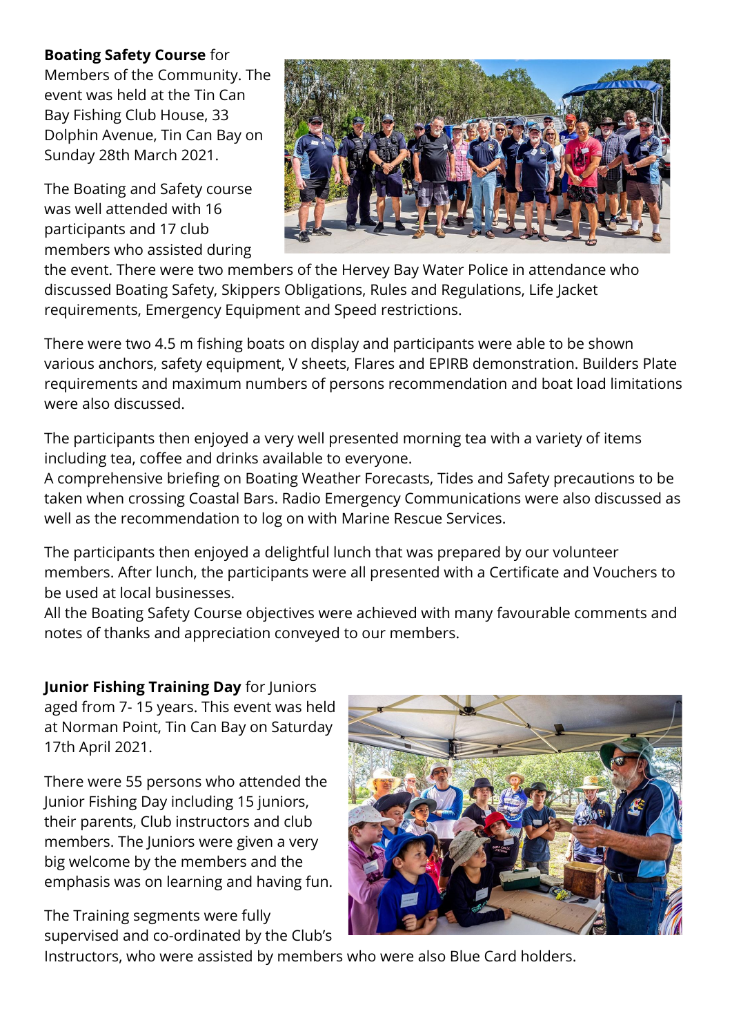**Boating Safety Course** for Members of the Community. The event was held at the Tin Can Bay Fishing Club House, 33 Dolphin Avenue, Tin Can Bay on Sunday 28th March 2021.

The Boating and Safety course was well attended with 16 participants and 17 club members who assisted during the event. There were two members of the Hervey Bay Water Police in attendance who discussed Boating Safety, Skippers Obligations, Rules and Regulations, Life Jacket requirements, Emergency Equipment and Speed restrictions.

There were two 4.5 m fishing boats on display and participants were able to be shown various anchors, safety equipment, V sheets, Flares and EPIRB demonstration. Builders Plate requirements and maximum numbers of persons recommendation and boat load limitations were also discussed.

The participants then enjoyed a very well presented morning tea with a variety of items including tea, coffee and drinks available to everyone.
A comprehensive briefing on Boating Weather Forecasts, Tides and Safety precautions to be taken when crossing Coastal Bars. Radio Emergency Communications were also discussed as well as the recommendation to log on with Marine Rescue Services.

The participants then enjoyed a delightful lunch that was prepared by our volunteer members. After lunch, the participants were all presented with a Certificate and Vouchers to be used at local businesses.
All the Boating Safety Course objectives were achieved with many favourable comments and notes of thanks and appreciation conveyed to our members.

**Junior Fishing Training Day** for Juniors aged from 7- 15 years. This event was held at Norman Point, Tin Can Bay on Saturday 17th April 2021.

There were 55 persons who attended the Junior Fishing Day including 15 juniors, their parents, Club instructors and club members. The Juniors were given a very big welcome by the members and the emphasis was on learning and having fun.

The Training segments were fully supervised and co-ordinated by the Club's Instructors, who were assisted by members who were also Blue Card holders.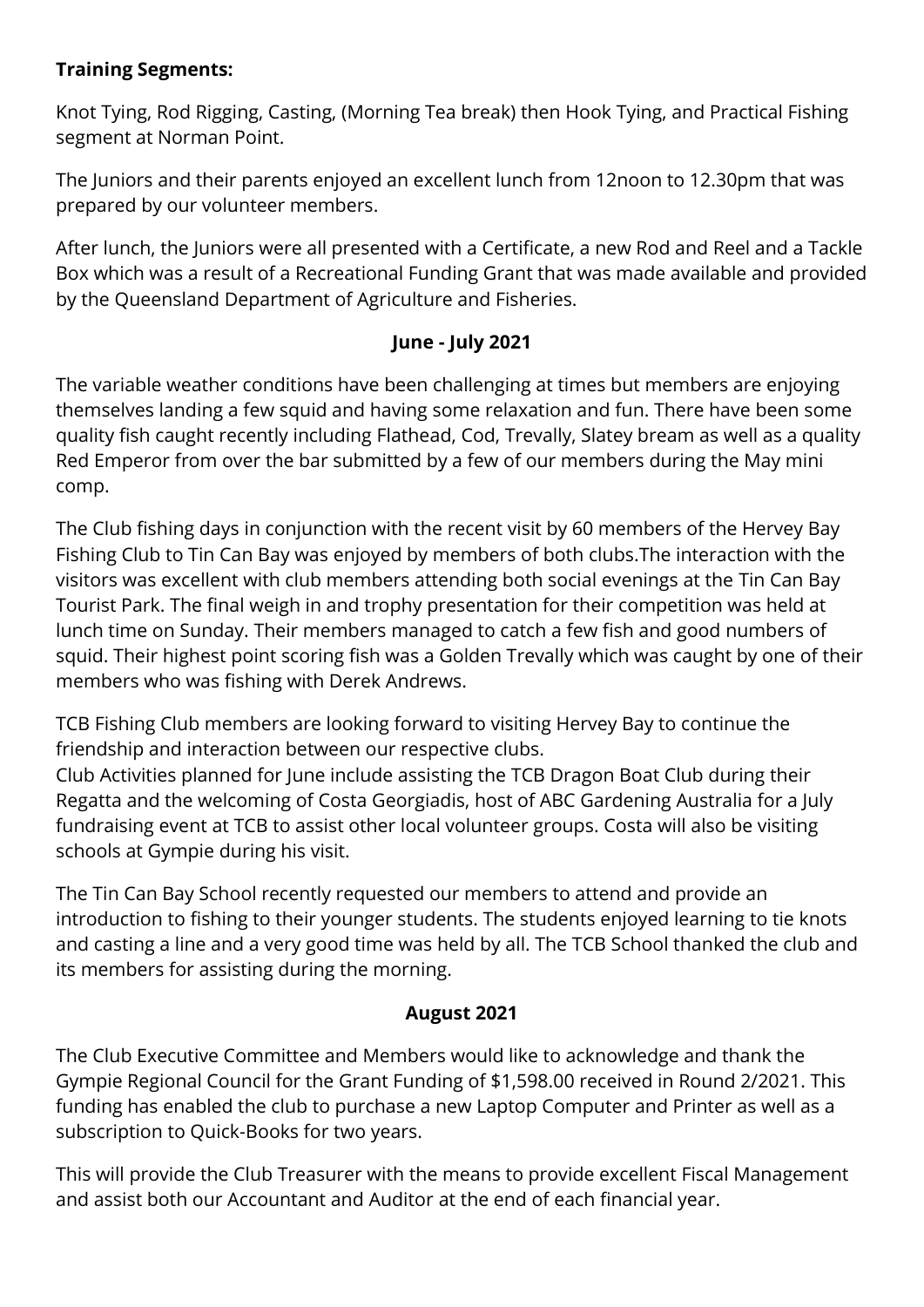**Training Segments:**

Knot Tying, Rod Rigging, Casting, (Morning Tea break) then Hook Tying, and Practical Fishing segment at Norman Point.

The Juniors and their parents enjoyed an excellent lunch from 12noon to 12.30pm that was prepared by our volunteer members.

After lunch, the Juniors were all presented with a Certificate, a new Rod and Reel and a Tackle Box which was a result of a Recreational Funding Grant that was made available and provided by the Queensland Department of Agriculture and Fisheries.

## June - July 2021

The variable weather conditions have been challenging at times but members are enjoying themselves landing a few squid and having some relaxation and fun. There have been some quality fish caught recently including Flathead, Cod, Trevally, Slatey bream as well as a quality Red Emperor from over the bar submitted by a few of our members during the May mini comp.

The Club fishing days in conjunction with the recent visit by 60 members of the Hervey Bay Fishing Club to Tin Can Bay was enjoyed by members of both clubs.The interaction with the visitors was excellent with club members attending both social evenings at the Tin Can Bay Tourist Park. The final weigh in and trophy presentation for their competition was held at lunch time on Sunday. Their members managed to catch a few fish and good numbers of squid. Their highest point scoring fish was a Golden Trevally which was caught by one of their members who was fishing with Derek Andrews.

TCB Fishing Club members are looking forward to visiting Hervey Bay to continue the friendship and interaction between our respective clubs.
Club Activities planned for June include assisting the TCB Dragon Boat Club during their Regatta and the welcoming of Costa Georgiadis, host of ABC Gardening Australia for a July fundraising event at TCB to assist other local volunteer groups. Costa will also be visiting schools at Gympie during his visit.

The Tin Can Bay School recently requested our members to attend and provide an introduction to fishing to their younger students. The students enjoyed learning to tie knots and casting a line and a very good time was held by all. The TCB School thanked the club and its members for assisting during the morning.

## August 2021

The Club Executive Committee and Members would like to acknowledge and thank the Gympie Regional Council for the Grant Funding of $1,598.00 received in Round 2/2021. This funding has enabled the club to purchase a new Laptop Computer and Printer as well as a subscription to Quick-Books for two years.

This will provide the Club Treasurer with the means to provide excellent Fiscal Management and assist both our Accountant and Auditor at the end of each financial year.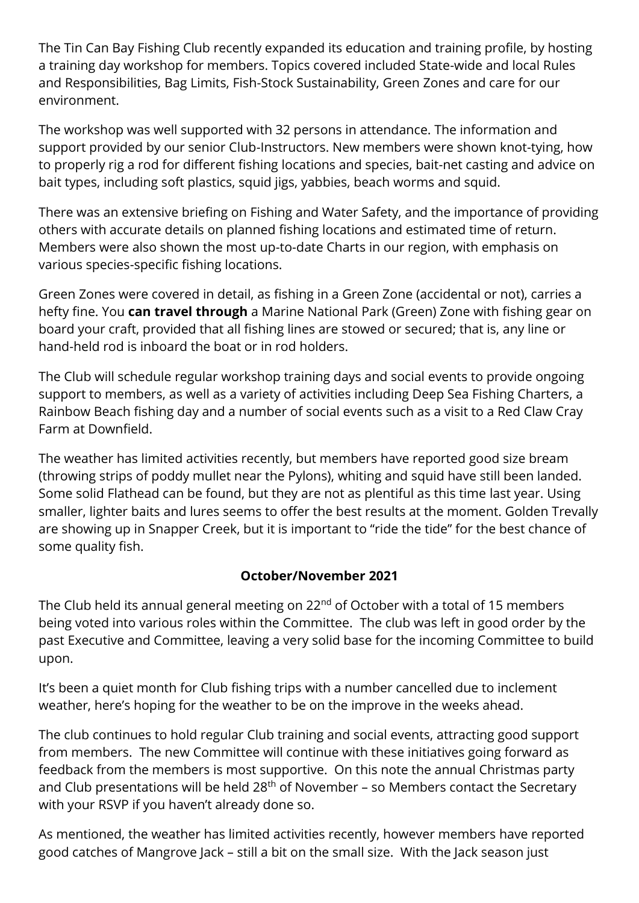The Tin Can Bay Fishing Club recently expanded its education and training profile, by hosting a training day workshop for members. Topics covered included State-wide and local Rules and Responsibilities, Bag Limits, Fish-Stock Sustainability, Green Zones and care for our environment.

The workshop was well supported with 32 persons in attendance. The information and support provided by our senior Club-Instructors. New members were shown knot-tying, how to properly rig a rod for different fishing locations and species, bait-net casting and advice on bait types, including soft plastics, squid jigs, yabbies, beach worms and squid.

There was an extensive briefing on Fishing and Water Safety, and the importance of providing others with accurate details on planned fishing locations and estimated time of return. Members were also shown the most up-to-date Charts in our region, with emphasis on various species-specific fishing locations.

Green Zones were covered in detail, as fishing in a Green Zone (accidental or not), carries a hefty fine. You **can travel through** a Marine National Park (Green) Zone with fishing gear on board your craft, provided that all fishing lines are stowed or secured; that is, any line or hand-held rod is inboard the boat or in rod holders.

The Club will schedule regular workshop training days and social events to provide ongoing support to members, as well as a variety of activities including Deep Sea Fishing Charters, a Rainbow Beach fishing day and a number of social events such as a visit to a Red Claw Cray Farm at Downfield.

The weather has limited activities recently, but members have reported good size bream (throwing strips of poddy mullet near the Pylons), whiting and squid have still been landed. Some solid Flathead can be found, but they are not as plentiful as this time last year. Using smaller, lighter baits and lures seems to offer the best results at the moment. Golden Trevally are showing up in Snapper Creek, but it is important to "ride the tide" for the best chance of some quality fish.

### October/November 2021

The Club held its annual general meeting on 22nd of October with a total of 15 members being voted into various roles within the Committee. The club was left in good order by the past Executive and Committee, leaving a very solid base for the incoming Committee to build upon.

It's been a quiet month for Club fishing trips with a number cancelled due to inclement weather, here's hoping for the weather to be on the improve in the weeks ahead.

The club continues to hold regular Club training and social events, attracting good support from members. The new Committee will continue with these initiatives going forward as feedback from the members is most supportive. On this note the annual Christmas party and Club presentations will be held 28th of November – so Members contact the Secretary with your RSVP if you haven't already done so.

As mentioned, the weather has limited activities recently, however members have reported good catches of Mangrove Jack – still a bit on the small size. With the Jack season just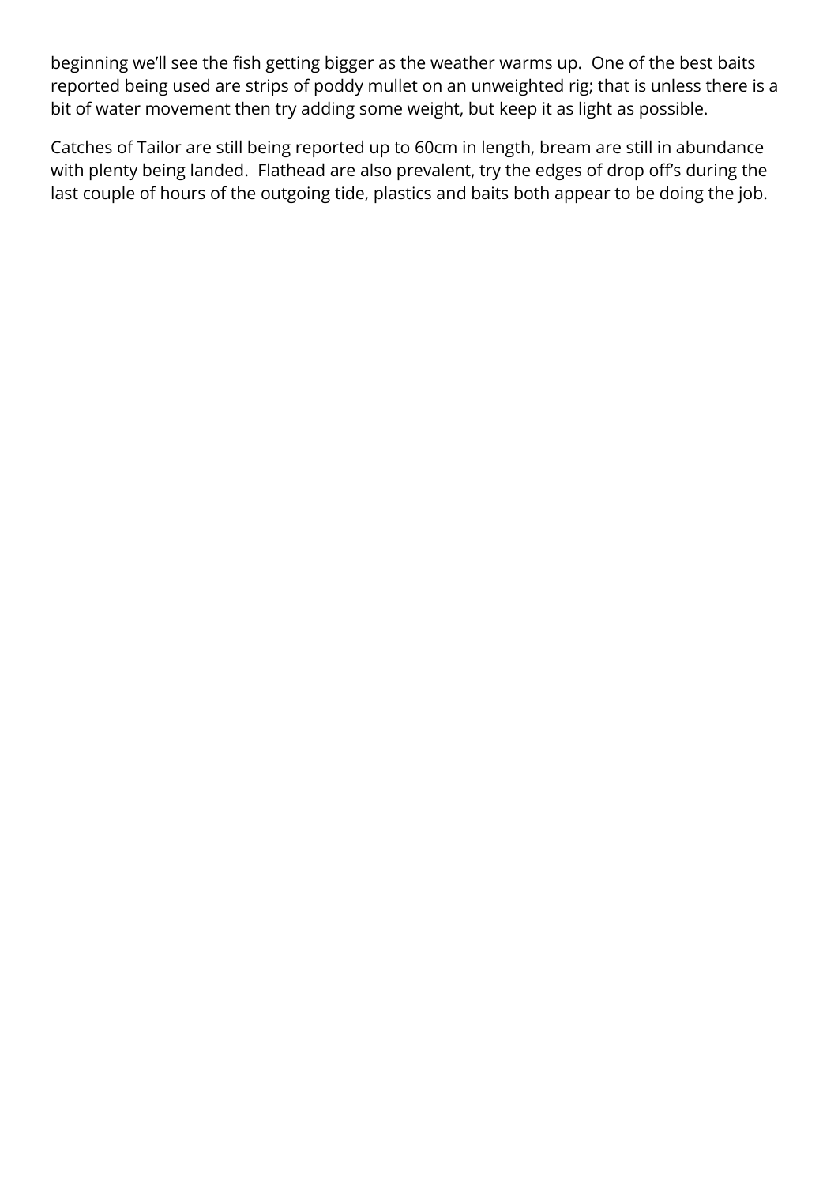beginning we'll see the fish getting bigger as the weather warms up. One of the best baits reported being used are strips of poddy mullet on an unweighted rig; that is unless there is a bit of water movement then try adding some weight, but keep it as light as possible.

Catches of Tailor are still being reported up to 60cm in length, bream are still in abundance with plenty being landed. Flathead are also prevalent, try the edges of drop off's during the last couple of hours of the outgoing tide, plastics and baits both appear to be doing the job.